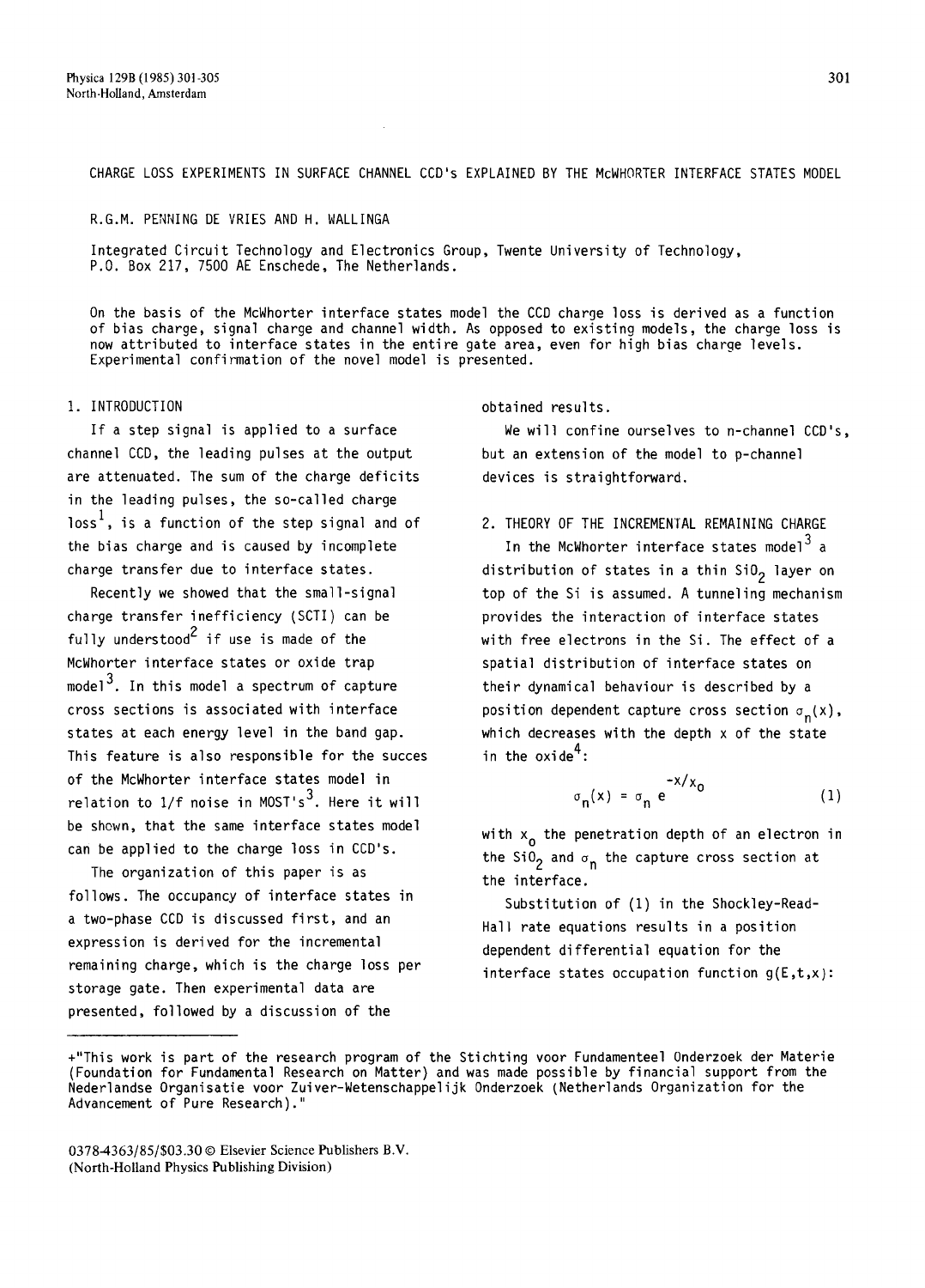# CHARGE LOSS EXPERIMENTS IN SURFACE CHANNEL CCD's EXPLAINED BY THE McWHORTER INTERFACE STATES MODEL

R.G.M. PENNING DE VRIES AND H. WALLINGA

Integrated Circuit Technology and Electronics Group, Twente University of Technology, P.O. Box 217, 7500 AE Enschede, The Netherlands.

On the basis of the McWhorter interface states model the CCD charge loss is derived as a function of bias charge, signal charge and channel width. As opposed to existing models, the charge loss is now attributed to interface states in the entire gate area, even for high bias charge levels. Experimental confirmation of the novel model is presented.

## 1. INTRODUCTION

If a step signal is applied to a surface channel CCD, the leading pulses at the output are attenuated. The sum of the charge deficits in the leading pulses, the so-called charge loss[1], is a function of the step signal and of the bias charge and is caused by incomplete charge transfer due to interface states.

Recently we showed that the small-signal charge transfer inefficiency (SCTI) can be fully understood[2] if use is made of the McWhorter interface states or oxide trap model[3]. In this model a spectrum of capture cross sections is associated with interface states at each energy level in the band gap. This feature is also responsible for the succes of the McWhorter interface states model in relation to 1/f noise in MOST's[3]. Here it will be shown, that the same interface states model can be applied to the charge loss in CCD's.

The organization of this paper is as follows. The occupancy of interface states in a two-phase CCD is discussed first, and an expression is derived for the incremental remaining charge, which is the charge loss per storage gate. Then experimental data are presented, followed by a discussion of the obtained results.

We will confine ourselves to n-channel CCD's, but an extension of the model to p-channel devices is straightforward.

## 2. THEORY OF THE INCREMENTAL REMAINING CHARGE

In the McWhorter interface states model[3] a distribution of states in a thin $SiO_2$ layer on top of the Si is assumed. A tunneling mechanism provides the interaction of interface states with free electrons in the Si. The effect of a spatial distribution of interface states on their dynamical behaviour is described by a position dependent capture cross section $\sigma_n(x)$, which decreases with the depth x of the state in the oxide[4]:

$$\sigma_n(x) = \sigma_n e^{-x/x_0} \tag{1}$$

with $x_0$ the penetration depth of an electron in the $SiO_2$ and $\sigma_n$ the capture cross section at the interface.

Substitution of (1) in the Shockley-Read-Hall rate equations results in a position dependent differential equation for the interface states occupation function $g(E,t,x)$:

+"This work is part of the research program of the Stichting voor Fundamenteel Onderzoek der Materie (Foundation for Fundamental Research on Matter) and was made possible by financial support from the Nederlandse Organisatie voor Zuiver-Wetenschappelijk Onderzoek (Netherlands Organization for the Advancement of Pure Research)."

0378-4363/85/$03.30 © Elsevier Science Publishers B.V. (North-Holland Physics Publishing Division)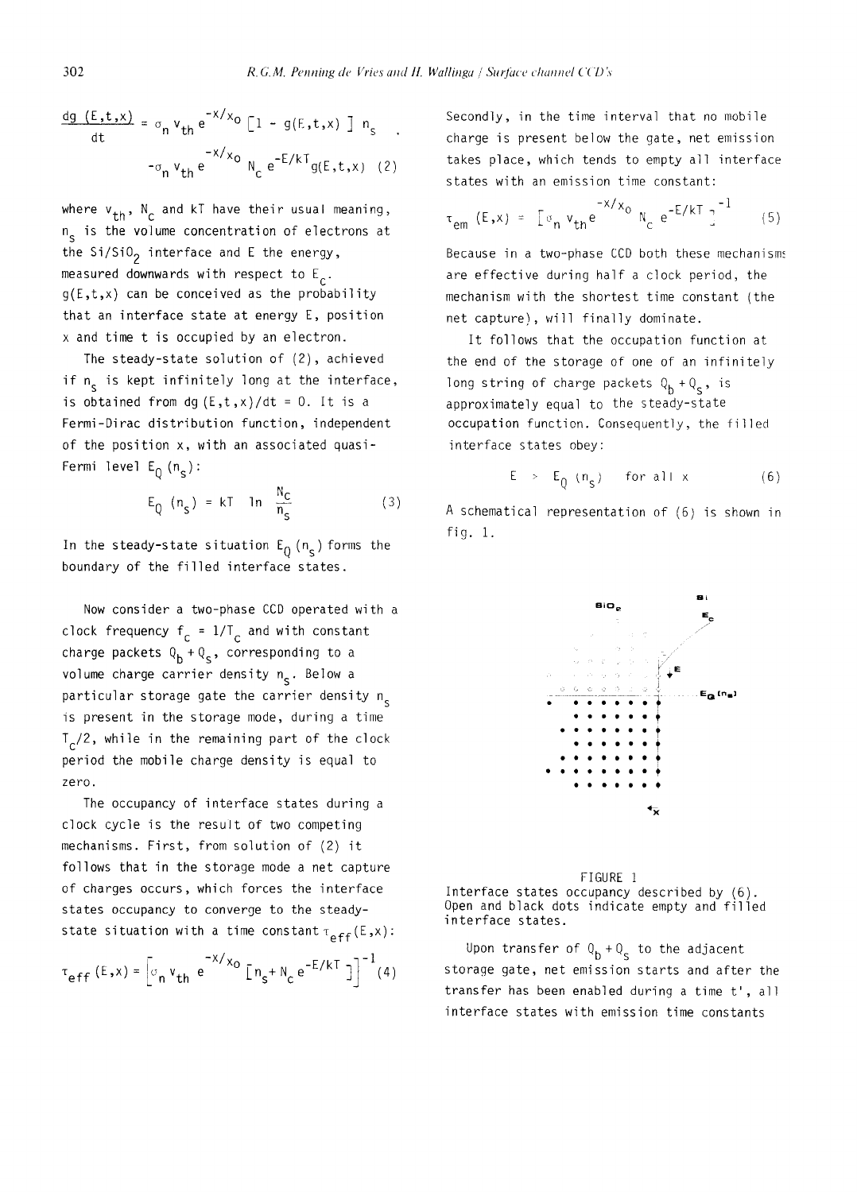$$\frac{dg(E,t,x)}{dt} = \sigma_n v_{th} e^{-x/x_0} \left[1 - g(E,t,x)\right] n_s - \sigma_n v_{th} e^{-x/x_0} N_c e^{-E/kT} g(E,t,x) \quad (2)$$

where $v_{th}$, $N_c$ and $kT$ have their usual meaning, $n_s$ is the volume concentration of electrons at the $Si/SiO_2$ interface and E the energy, measured downwards with respect to $E_c$. $g(E,t,x)$ can be conceived as the probability that an interface state at energy E, position x and time t is occupied by an electron.

The steady-state solution of (2), achieved if $n_s$ is kept infinitely long at the interface, is obtained from $dg(E,t,x)/dt = 0$. It is a Fermi-Dirac distribution function, independent of the position x, with an associated quasi-Fermi level $E_Q(n_s)$:

$$E_Q(n_s) = kT \ln \frac{N_c}{n_s} \quad (3)$$

In the steady-state situation $E_Q(n_s)$ forms the boundary of the filled interface states.

Now consider a two-phase CCD operated with a clock frequency $f_c = 1/T_c$ and with constant charge packets $Q_b + Q_s$, corresponding to a volume charge carrier density $n_s$. Below a particular storage gate the carrier density $n_s$ is present in the storage mode, during a time $T_c/2$, while in the remaining part of the clock period the mobile charge density is equal to zero.

The occupancy of interface states during a clock cycle is the result of two competing mechanisms. First, from solution of (2) it follows that in the storage mode a net capture of charges occurs, which forces the interface states occupancy to converge to the steady-state situation with a time constant $\tau_{eff}(E,x)$:

$$\tau_{eff}(E,x) = \left[\sigma_n v_{th} e^{-x/x_0} \left[n_s + N_c e^{-E/kT}\right]\right]^{-1} \quad (4)$$

Secondly, in the time interval that no mobile charge is present below the gate, net emission takes place, which tends to empty all interface states with an emission time constant:

$$\tau_{em}(E,x) = \left[\sigma_n v_{th} e^{-x/x_0} N_c e^{-E/kT}\right]^{-1} \quad (5)$$

Because in a two-phase CCD both these mechanisms are effective during half a clock period, the mechanism with the shortest time constant (the net capture), will finally dominate.

It follows that the occupation function at the end of the storage of one of an infinitely long string of charge packets $Q_b + Q_s$, is approximately equal to the steady-state occupation function. Consequently, the filled interface states obey:

$$E > E_Q(n_s) \quad \text{for all } x \quad (6)$$

A schematical representation of (6) is shown in fig. 1.

FIGURE 1
Interface states occupancy described by (6). Open and black dots indicate empty and filled interface states.

Upon transfer of $Q_b + Q_s$ to the adjacent storage gate, net emission starts and after the transfer has been enabled during a time t', all interface states with emission time constants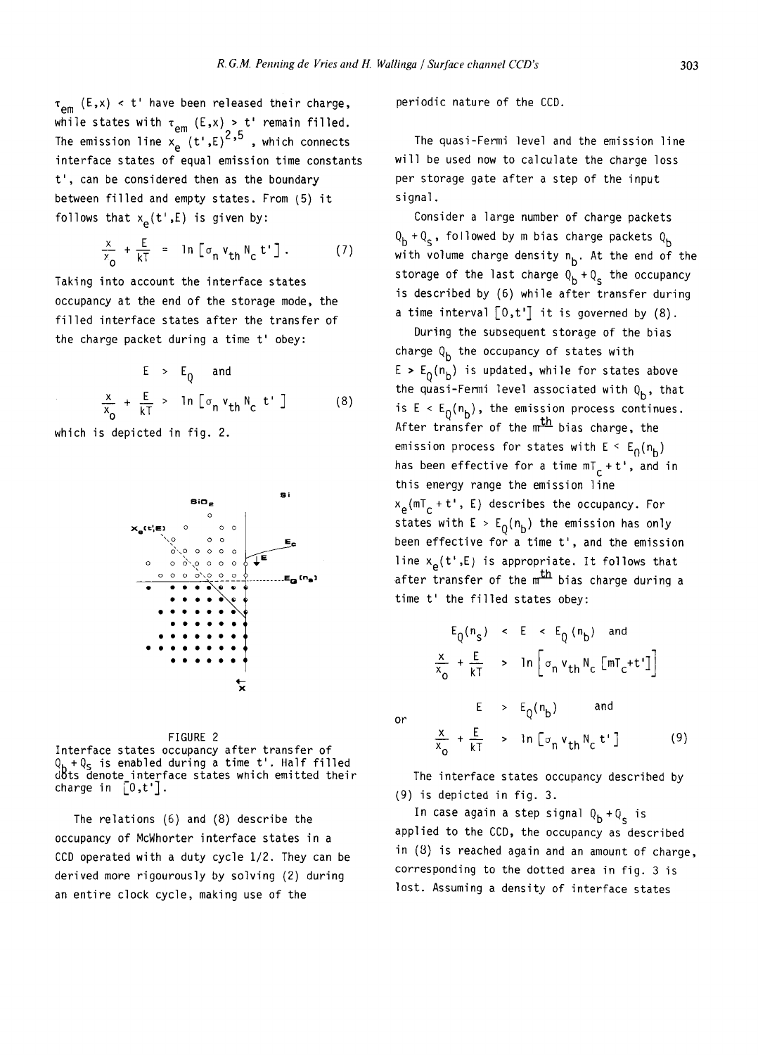$\tau_{em}(E,x) < t'$ have been released their charge, while states with $\tau_{em}(E,x) > t'$ remain filled. The emission line $x_e(t',E)^{2,5}$, which connects interface states of equal emission time constants $t'$, can be considered then as the boundary between filled and empty states. From (5) it follows that $x_e(t',E)$ is given by:

$$\frac{x}{x_0} + \frac{E}{kT} = \ln\left[\sigma_n v_{th} N_c t'\right]. \tag{7}$$

Taking into account the interface states occupancy at the end of the storage mode, the filled interface states after the transfer of the charge packet during a time $t'$ obey:

$$E > E_Q \quad \text{and}$$

$$\frac{x}{x_0} + \frac{E}{kT} > \ln\left[\sigma_n v_{th} N_c t'\right] \tag{8}$$

which is depicted in fig. 2.

FIGURE 2
Interface states occupancy after transfer of $Q_b + Q_s$ is enabled during a time $t'$. Half filled dots denote interface states which emitted their charge in $[0,t']$.

The relations (6) and (8) describe the occupancy of McWhorter interface states in a CCD operated with a duty cycle 1/2. They can be derived more rigourously by solving (2) during an entire clock cycle, making use of the periodic nature of the CCD.

The quasi-Fermi level and the emission line will be used now to calculate the charge loss per storage gate after a step of the input signal.

Consider a large number of charge packets $Q_b + Q_s$, followed by m bias charge packets $Q_b$ with volume charge density $n_b$. At the end of the storage of the last charge $Q_b + Q_s$ the occupancy is described by (6) while after transfer during a time interval $[0,t']$ it is governed by (8).

During the subsequent storage of the bias charge $Q_b$ the occupancy of states with $E > E_Q(n_b)$ is updated, while for states above the quasi-Fermi level associated with $Q_b$, that is $E < E_Q(n_b)$, the emission process continues. After transfer of the $m^{th}$ bias charge, the emission process for states with $E < E_Q(n_b)$ has been effective for a time $mT_c + t'$, and in this energy range the emission line $x_e(mT_c + t', E)$ describes the occupancy. For states with $E > E_Q(n_b)$ the emission has only been effective for a time $t'$, and the emission line $x_e(t',E)$ is appropriate. It follows that after transfer of the $m^{th}$ bias charge during a time $t'$ the filled states obey:

$$E_Q(n_s) < E < E_Q(n_b) \quad \text{and}$$

$$\frac{x}{x_0} + \frac{E}{kT} > \ln\left[\sigma_n v_{th} N_c \left[mT_c + t'\right]\right]$$

or

$$E > E_Q(n_b) \quad \text{and}$$

$$\frac{x}{x_0} + \frac{E}{kT} > \ln\left[\sigma_n v_{th} N_c t'\right] \tag{9}$$

The interface states occupancy described by (9) is depicted in fig. 3.

In case again a step signal $Q_b + Q_s$ is applied to the CCD, the occupancy as described in (8) is reached again and an amount of charge, corresponding to the dotted area in fig. 3 is lost. Assuming a density of interface states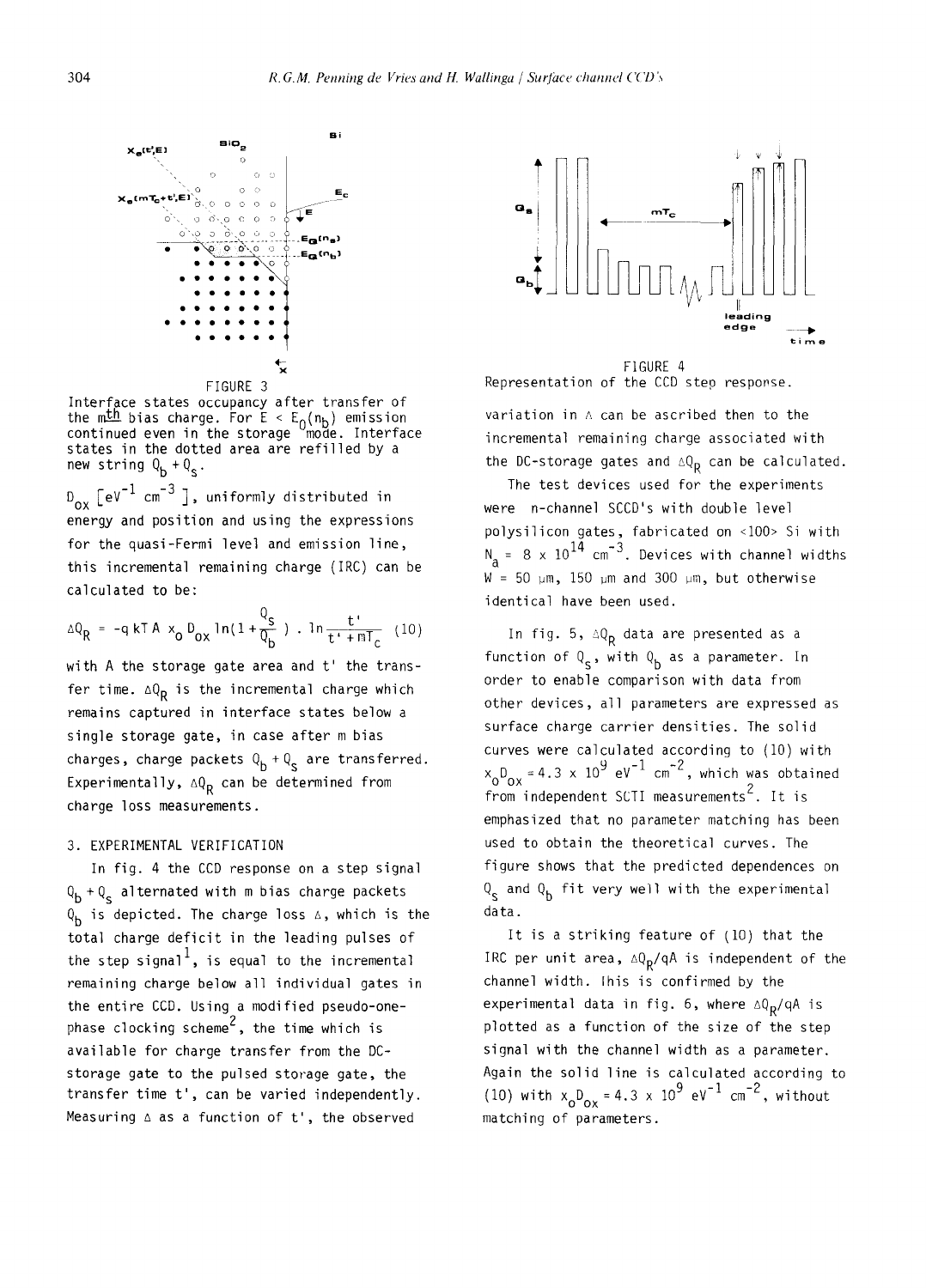FIGURE 3
Interface states occupancy after transfer of the $m^{th}$ bias charge. For $E < E_Q(n_b)$ emission continued even in the storage mode. Interface states in the dotted area are refilled by a new string $Q_b + Q_s$.

$D_{ox}$ [$eV^{-1}$ $cm^{-3}$], uniformly distributed in energy and position and using the expressions for the quasi-Fermi level and emission line, this incremental remaining charge (IRC) can be calculated to be:

$$\Delta Q_R = -q\,kT\,A\,x_o\,D_{ox}\,\ln(1+\frac{Q_s}{Q_b}) \cdot \ln\frac{t'}{t'+mT_c} \quad (10)$$

with A the storage gate area and t' the transfer time. $\Delta Q_R$ is the incremental charge which remains captured in interface states below a single storage gate, in case after m bias charges, charge packets $Q_b + Q_s$ are transferred. Experimentally, $\Delta Q_R$ can be determined from charge loss measurements.

## 3. EXPERIMENTAL VERIFICATION

In fig. 4 the CCD response on a step signal $Q_b + Q_s$ alternated with m bias charge packets $Q_b$ is depicted. The charge loss $\Delta$, which is the total charge deficit in the leading pulses of the step signal[1], is equal to the incremental remaining charge below all individual gates in the entire CCD. Using a modified pseudo-one-phase clocking scheme[2], the time which is available for charge transfer from the DC-storage gate to the pulsed storage gate, the transfer time t', can be varied independently. Measuring $\Delta$ as a function of t', the observed

FIGURE 4
Representation of the CCD step response.

variation in $\Delta$ can be ascribed then to the incremental remaining charge associated with the DC-storage gates and $\Delta Q_R$ can be calculated.

The test devices used for the experiments were n-channel SCCD's with double level polysilicon gates, fabricated on <100> Si with $N_a = 8 \times 10^{14}$ $cm^{-3}$. Devices with channel widths W = 50 µm, 150 µm and 300 µm, but otherwise identical have been used.

In fig. 5, $\Delta Q_R$ data are presented as a function of $Q_s$, with $Q_b$ as a parameter. In order to enable comparison with data from other devices, all parameters are expressed as surface charge carrier densities. The solid curves were calculated according to (10) with $x_o D_{ox} = 4.3 \times 10^9$ $eV^{-1}$ $cm^{-2}$, which was obtained from independent SCTI measurements[2]. It is emphasized that no parameter matching has been used to obtain the theoretical curves. The figure shows that the predicted dependences on $Q_s$ and $Q_b$ fit very well with the experimental data.

It is a striking feature of (10) that the IRC per unit area, $\Delta Q_R/qA$ is independent of the channel width. This is confirmed by the experimental data in fig. 6, where $\Delta Q_R/qA$ is plotted as a function of the size of the step signal with the channel width as a parameter. Again the solid line is calculated according to (10) with $x_o D_{ox} = 4.3 \times 10^9$ $eV^{-1}$ $cm^{-2}$, without matching of parameters.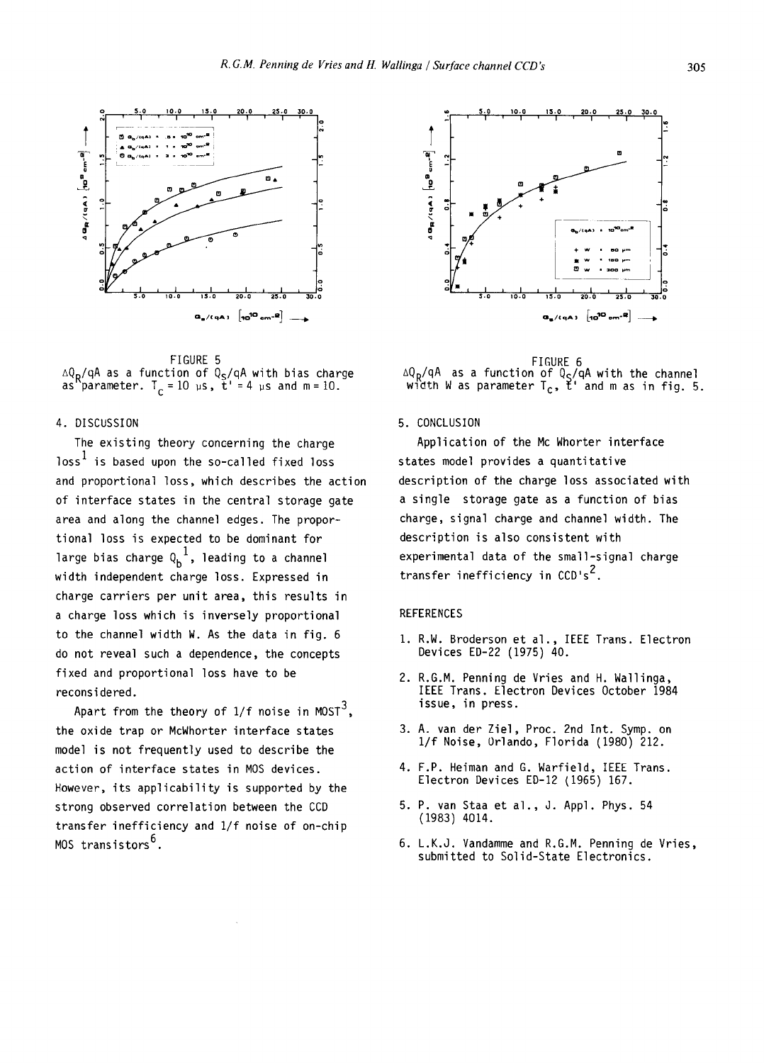5.0 10.0 15.0 20.0 25.0 30.0

$Q_b/(qA) = .5 \times 10^{10}$ cm$^{-2}$

$Q_b/(qA) = 1 \times 10^{10}$ cm$^{-2}$

$Q_b/(qA) = 3 \times 10^{10}$ cm$^{-2}$

$\Delta Q_R/(qA)$ $[10^{8}$ cm$^{-2}]$ →

0.0 0.5 1.0 1.5 2.0

$Q_s/(qA)$ $[10^{10}$ cm$^{-2}]$ →

FIGURE 5
$\Delta Q_R/qA$ as a function of $Q_S/qA$ with bias charge as parameter. $T_c = 10$ μs, $t' = 4$ μs and $m = 10$.

5.0 10.0 15.0 20.0 25.0 30.0

$Q_b/(qA) = 10^{10}$ cm$^{-2}$

+ W = 80 μm

✱ W = 180 μm

□ W = 300 μm

$\Delta Q_R/(qA)$ $[10^{8}$ cm$^{-2}]$ →

0.0 0.4 0.8 1.2 1.6

$Q_s/(qA)$ $[10^{10}$ cm$^{-2}]$ →

FIGURE 6
$\Delta Q_R/qA$ as a function of $Q_S/qA$ with the channel width W as parameter $T_c$, $t'$ and m as in fig. 5.

## 4. DISCUSSION

The existing theory concerning the charge loss[1] is based upon the so-called fixed loss and proportional loss, which describes the action of interface states in the central storage gate area and along the channel edges. The proportional loss is expected to be dominant for large bias charge $Q_b$[1], leading to a channel width independent charge loss. Expressed in charge carriers per unit area, this results in a charge loss which is inversely proportional to the channel width W. As the data in fig. 6 do not reveal such a dependence, the concepts fixed and proportional loss have to be reconsidered.

Apart from the theory of 1/f noise in MOST[3], the oxide trap or McWhorter interface states model is not frequently used to describe the action of interface states in MOS devices. However, its applicability is supported by the strong observed correlation between the CCD transfer inefficiency and 1/f noise of on-chip MOS transistors[6].

## 5. CONCLUSION

Application of the Mc Whorter interface states model provides a quantitative description of the charge loss associated with a single storage gate as a function of bias charge, signal charge and channel width. The description is also consistent with experimental data of the small-signal charge transfer inefficiency in CCD's[2].

## REFERENCES

1. R.W. Broderson et al., IEEE Trans. Electron Devices ED-22 (1975) 40.
2. R.G.M. Penning de Vries and H. Wallinga, IEEE Trans. Electron Devices October 1984 issue, in press.
3. A. van der Ziel, Proc. 2nd Int. Symp. on 1/f Noise, Orlando, Florida (1980) 212.
4. F.P. Heiman and G. Warfield, IEEE Trans. Electron Devices ED-12 (1965) 167.
5. P. van Staa et al., J. Appl. Phys. 54 (1983) 4014.
6. L.K.J. Vandamme and R.G.M. Penning de Vries, submitted to Solid-State Electronics.